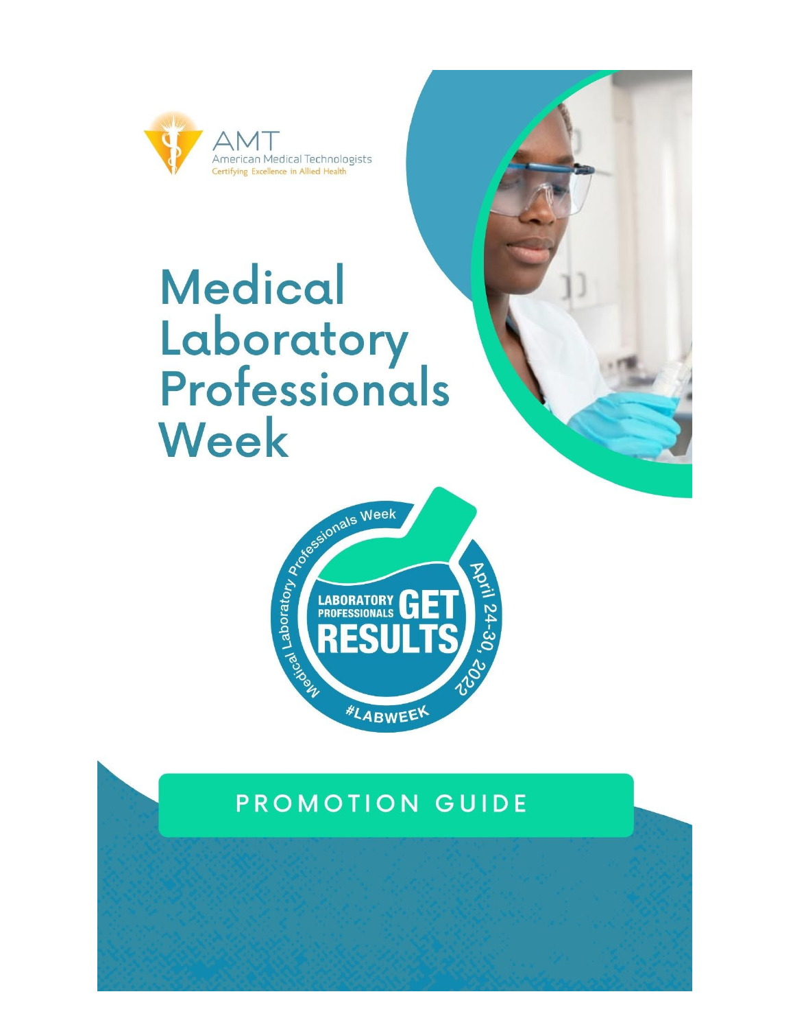AMT
American Medical Technologists
Certifying Excellence in Allied Health

# Medical Laboratory Professionals Week

Medical Laboratory Professionals Week

LABORATORY PROFESSIONALS GET RESULTS

April 24-30, 2022

#LABWEEK

## PROMOTION GUIDE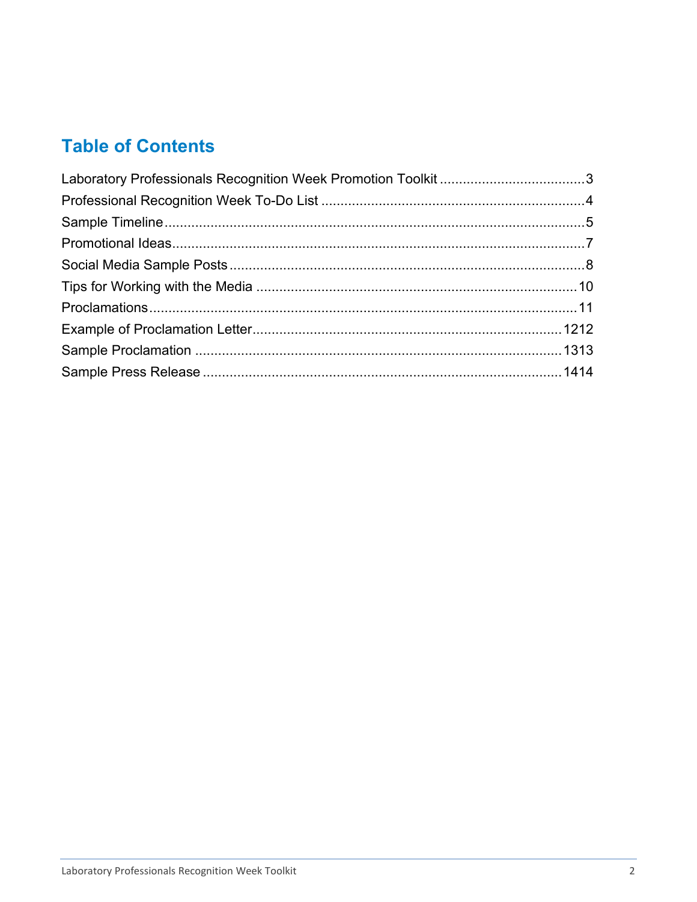# Table of Contents

Laboratory Professionals Recognition Week Promotion Toolkit ..................................... 3
Professional Recognition Week To-Do List ..................................... 4
Sample Timeline ..................................... 5
Promotional Ideas ..................................... 7
Social Media Sample Posts ..................................... 8
Tips for Working with the Media ..................................... 10
Proclamations ..................................... 11
Example of Proclamation Letter ..................................... 1212
Sample Proclamation ..................................... 1313
Sample Press Release ..................................... 1414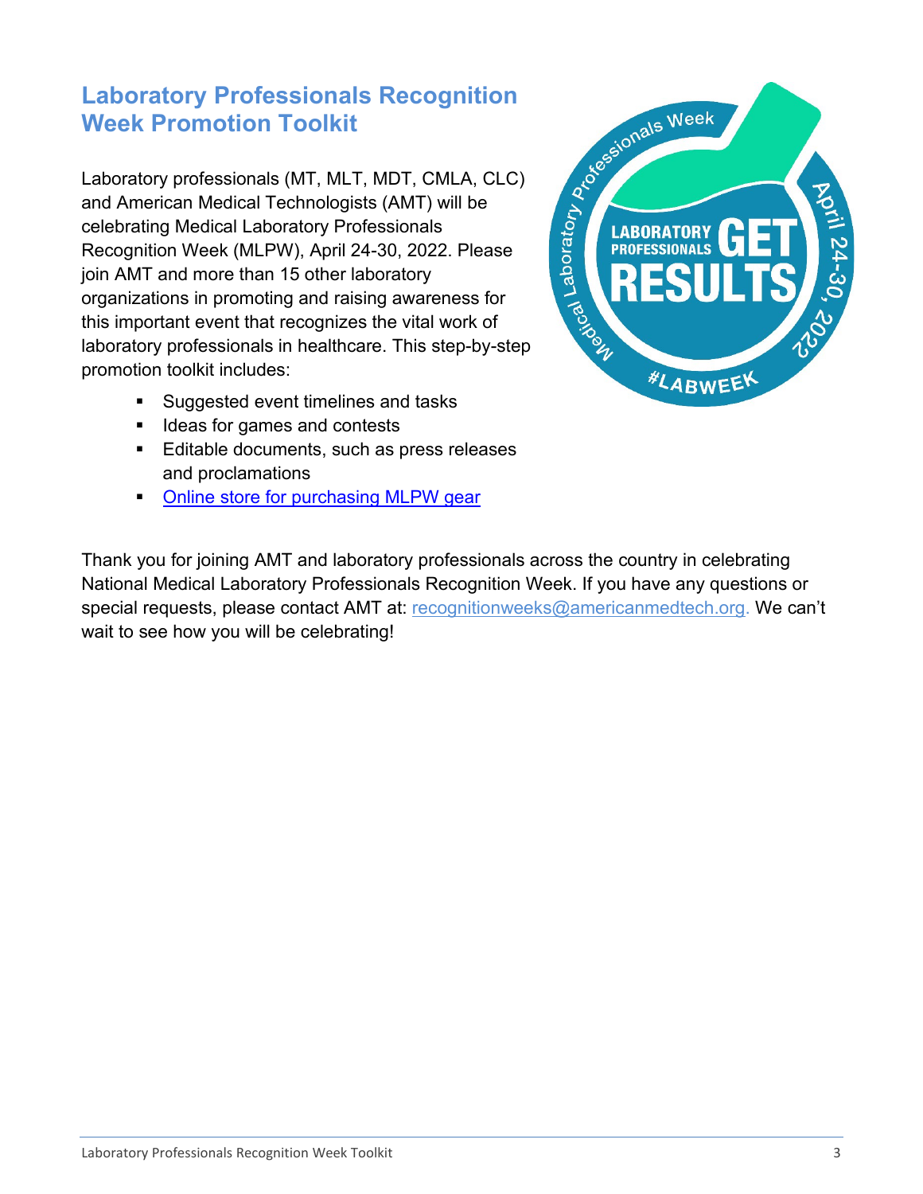## Laboratory Professionals Recognition Week Promotion Toolkit

Laboratory professionals (MT, MLT, MDT, CMLA, CLC) and American Medical Technologists (AMT) will be celebrating Medical Laboratory Professionals Recognition Week (MLPW), April 24-30, 2022. Please join AMT and more than 15 other laboratory organizations in promoting and raising awareness for this important event that recognizes the vital work of laboratory professionals in healthcare. This step-by-step promotion toolkit includes:

- Suggested event timelines and tasks
- Ideas for games and contests
- Editable documents, such as press releases and proclamations
- Online store for purchasing MLPW gear

Thank you for joining AMT and laboratory professionals across the country in celebrating National Medical Laboratory Professionals Recognition Week. If you have any questions or special requests, please contact AMT at: recognitionweeks@americanmedtech.org. We can't wait to see how you will be celebrating!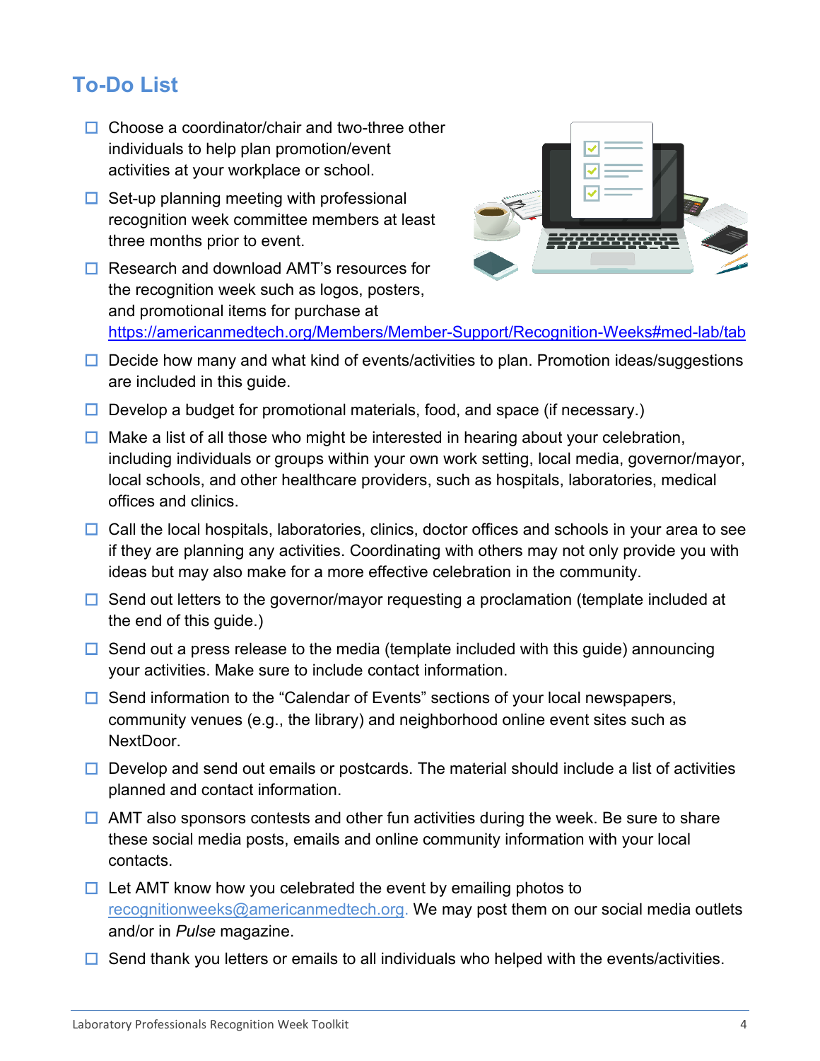## To-Do List

- ☐ Choose a coordinator/chair and two-three other individuals to help plan promotion/event activities at your workplace or school.
- ☐ Set-up planning meeting with professional recognition week committee members at least three months prior to event.
- ☐ Research and download AMT's resources for the recognition week such as logos, posters, and promotional items for purchase at https://americanmedtech.org/Members/Member-Support/Recognition-Weeks#med-lab/tab
- ☐ Decide how many and what kind of events/activities to plan. Promotion ideas/suggestions are included in this guide.
- ☐ Develop a budget for promotional materials, food, and space (if necessary.)
- ☐ Make a list of all those who might be interested in hearing about your celebration, including individuals or groups within your own work setting, local media, governor/mayor, local schools, and other healthcare providers, such as hospitals, laboratories, medical offices and clinics.
- ☐ Call the local hospitals, laboratories, clinics, doctor offices and schools in your area to see if they are planning any activities. Coordinating with others may not only provide you with ideas but may also make for a more effective celebration in the community.
- ☐ Send out letters to the governor/mayor requesting a proclamation (template included at the end of this guide.)
- ☐ Send out a press release to the media (template included with this guide) announcing your activities. Make sure to include contact information.
- ☐ Send information to the "Calendar of Events" sections of your local newspapers, community venues (e.g., the library) and neighborhood online event sites such as NextDoor.
- ☐ Develop and send out emails or postcards. The material should include a list of activities planned and contact information.
- ☐ AMT also sponsors contests and other fun activities during the week. Be sure to share these social media posts, emails and online community information with your local contacts.
- ☐ Let AMT know how you celebrated the event by emailing photos to recognitionweeks@americanmedtech.org. We may post them on our social media outlets and/or in *Pulse* magazine.
- ☐ Send thank you letters or emails to all individuals who helped with the events/activities.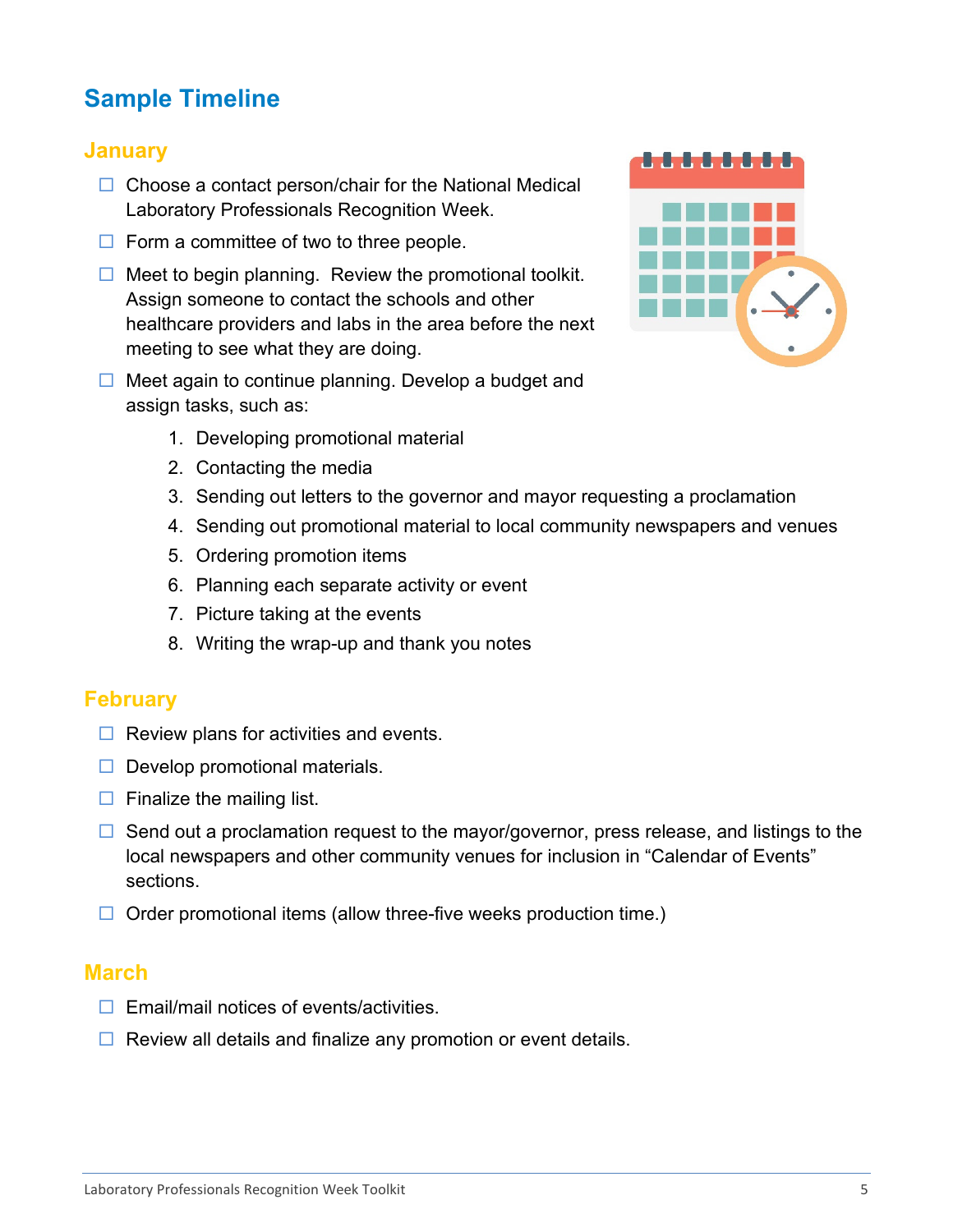## Sample Timeline

### January

- ☐ Choose a contact person/chair for the National Medical Laboratory Professionals Recognition Week.
- ☐ Form a committee of two to three people.
- ☐ Meet to begin planning. Review the promotional toolkit. Assign someone to contact the schools and other healthcare providers and labs in the area before the next meeting to see what they are doing.
- ☐ Meet again to continue planning. Develop a budget and assign tasks, such as:
    1. Developing promotional material
    2. Contacting the media
    3. Sending out letters to the governor and mayor requesting a proclamation
    4. Sending out promotional material to local community newspapers and venues
    5. Ordering promotion items
    6. Planning each separate activity or event
    7. Picture taking at the events
    8. Writing the wrap-up and thank you notes

### February

- ☐ Review plans for activities and events.
- ☐ Develop promotional materials.
- ☐ Finalize the mailing list.
- ☐ Send out a proclamation request to the mayor/governor, press release, and listings to the local newspapers and other community venues for inclusion in "Calendar of Events" sections.
- ☐ Order promotional items (allow three-five weeks production time.)

### March

- ☐ Email/mail notices of events/activities.
- ☐ Review all details and finalize any promotion or event details.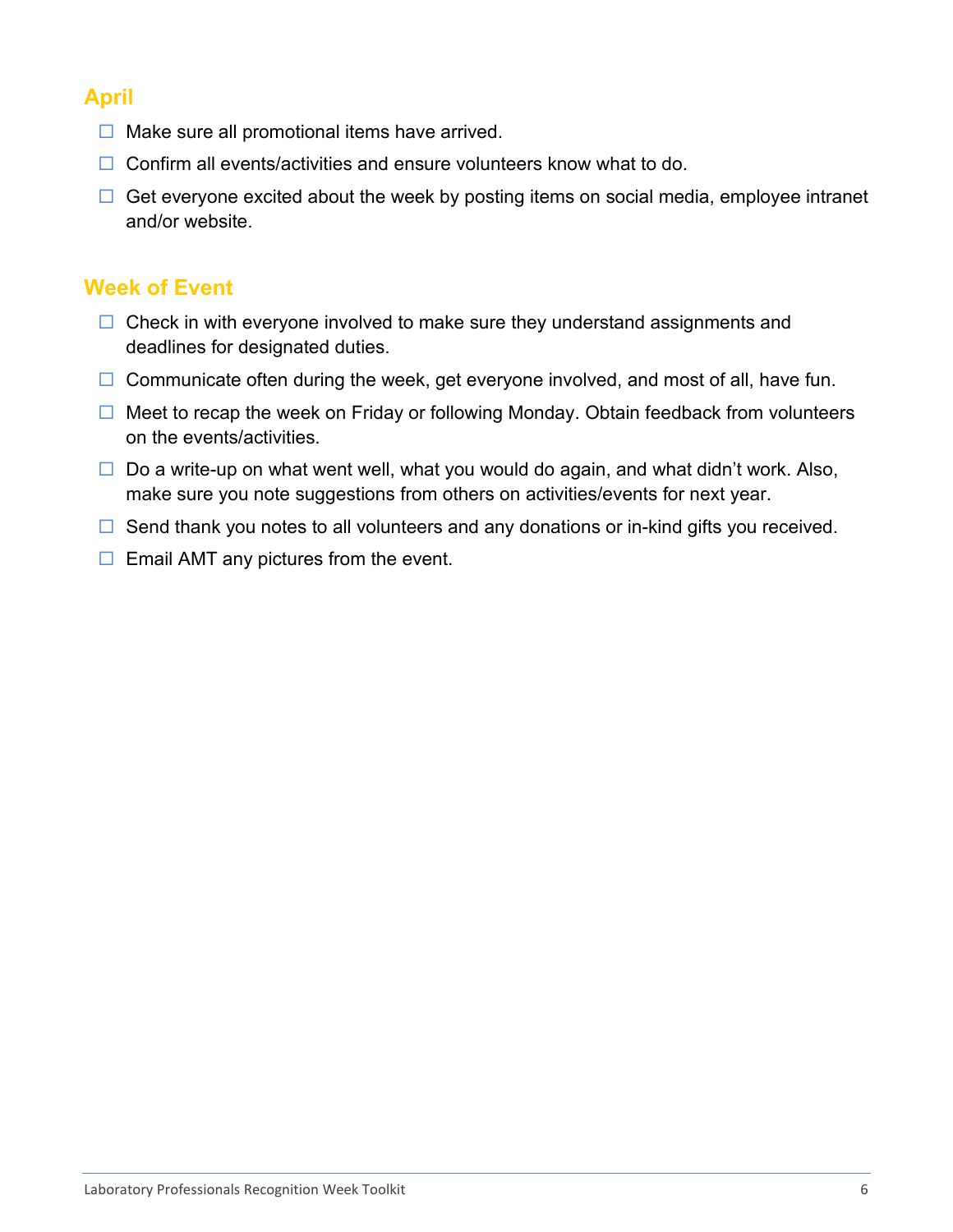## April

- ☐ Make sure all promotional items have arrived.
- ☐ Confirm all events/activities and ensure volunteers know what to do.
- ☐ Get everyone excited about the week by posting items on social media, employee intranet and/or website.

## Week of Event

- ☐ Check in with everyone involved to make sure they understand assignments and deadlines for designated duties.
- ☐ Communicate often during the week, get everyone involved, and most of all, have fun.
- ☐ Meet to recap the week on Friday or following Monday. Obtain feedback from volunteers on the events/activities.
- ☐ Do a write-up on what went well, what you would do again, and what didn't work. Also, make sure you note suggestions from others on activities/events for next year.
- ☐ Send thank you notes to all volunteers and any donations or in-kind gifts you received.
- ☐ Email AMT any pictures from the event.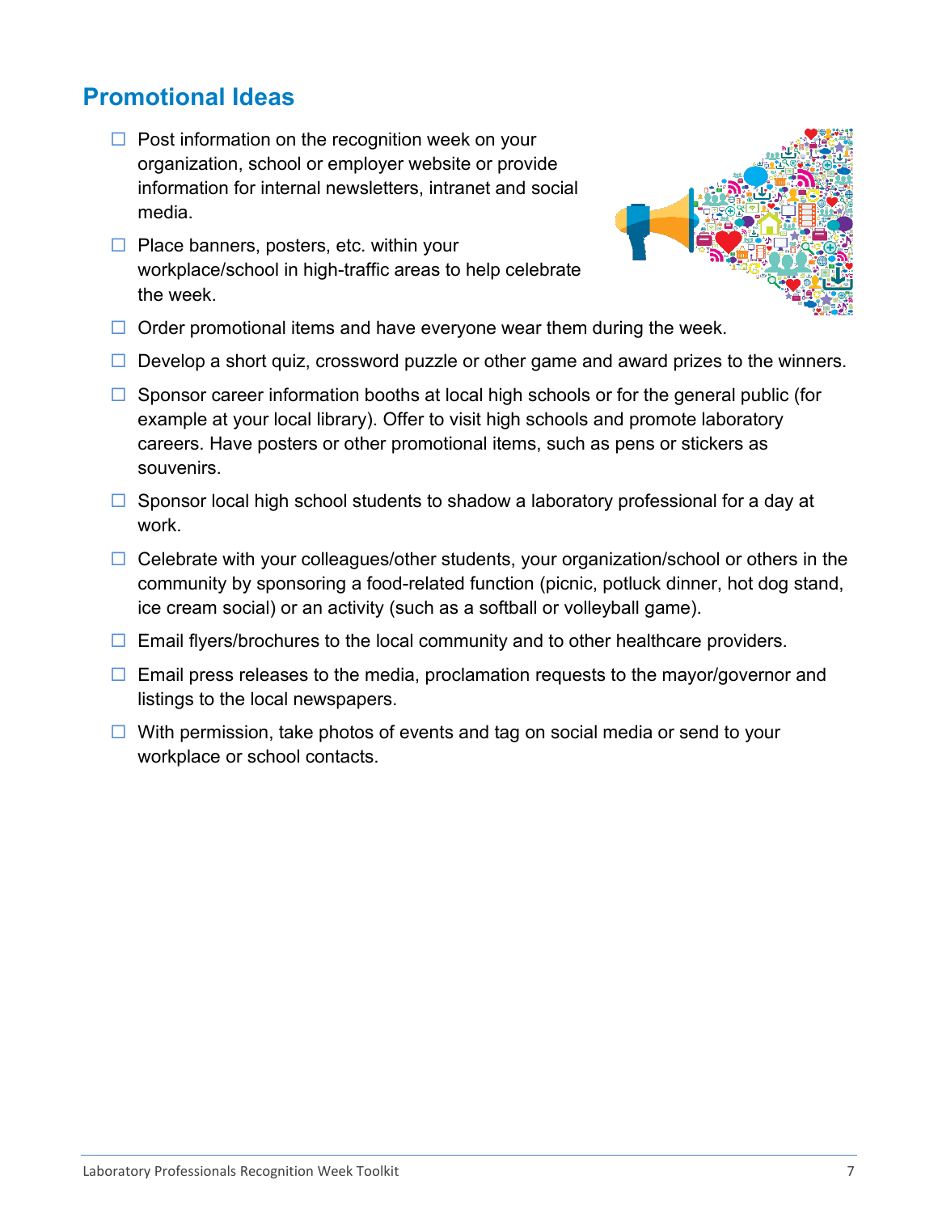## Promotional Ideas

- ☐ Post information on the recognition week on your organization, school or employer website or provide information for internal newsletters, intranet and social media.
- ☐ Place banners, posters, etc. within your workplace/school in high-traffic areas to help celebrate the week.
- ☐ Order promotional items and have everyone wear them during the week.
- ☐ Develop a short quiz, crossword puzzle or other game and award prizes to the winners.
- ☐ Sponsor career information booths at local high schools or for the general public (for example at your local library). Offer to visit high schools and promote laboratory careers. Have posters or other promotional items, such as pens or stickers as souvenirs.
- ☐ Sponsor local high school students to shadow a laboratory professional for a day at work.
- ☐ Celebrate with your colleagues/other students, your organization/school or others in the community by sponsoring a food-related function (picnic, potluck dinner, hot dog stand, ice cream social) or an activity (such as a softball or volleyball game).
- ☐ Email flyers/brochures to the local community and to other healthcare providers.
- ☐ Email press releases to the media, proclamation requests to the mayor/governor and listings to the local newspapers.
- ☐ With permission, take photos of events and tag on social media or send to your workplace or school contacts.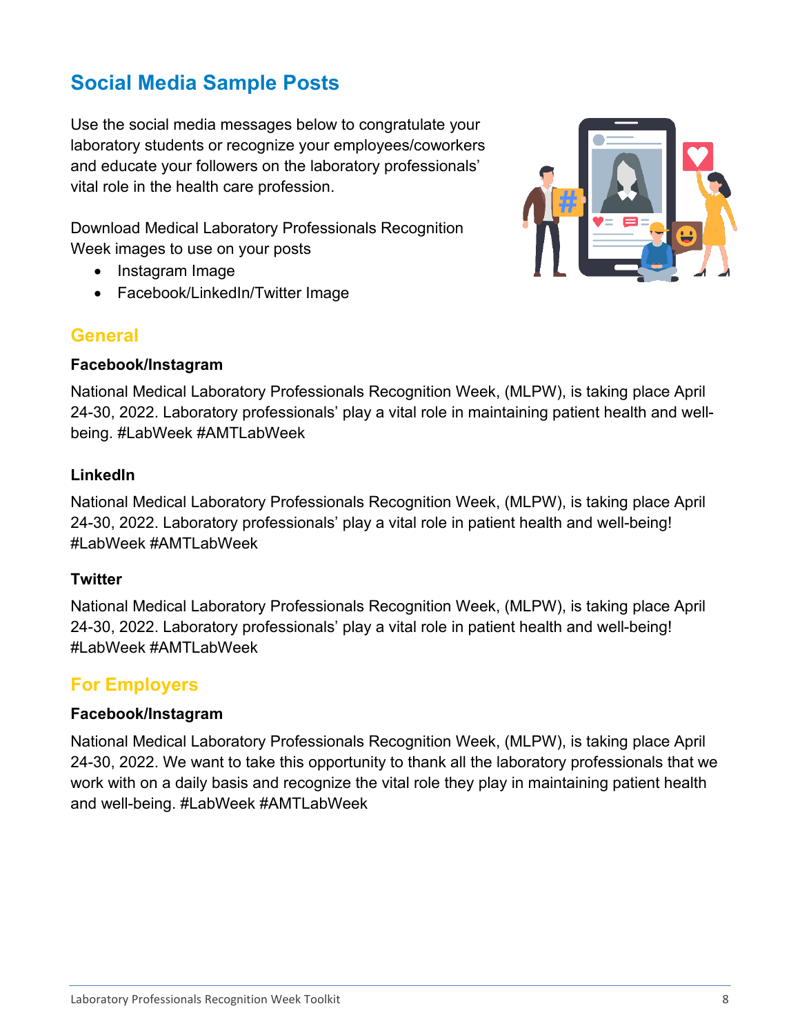## Social Media Sample Posts

Use the social media messages below to congratulate your laboratory students or recognize your employees/coworkers and educate your followers on the laboratory professionals' vital role in the health care profession.

Download Medical Laboratory Professionals Recognition Week images to use on your posts

- Instagram Image
- Facebook/LinkedIn/Twitter Image

### General

**Facebook/Instagram**

National Medical Laboratory Professionals Recognition Week, (MLPW), is taking place April 24-30, 2022. Laboratory professionals' play a vital role in maintaining patient health and well-being. #LabWeek #AMTLabWeek

**LinkedIn**

National Medical Laboratory Professionals Recognition Week, (MLPW), is taking place April 24-30, 2022. Laboratory professionals' play a vital role in patient health and well-being! #LabWeek #AMTLabWeek

**Twitter**

National Medical Laboratory Professionals Recognition Week, (MLPW), is taking place April 24-30, 2022. Laboratory professionals' play a vital role in patient health and well-being! #LabWeek #AMTLabWeek

### For Employers

**Facebook/Instagram**

National Medical Laboratory Professionals Recognition Week, (MLPW), is taking place April 24-30, 2022. We want to take this opportunity to thank all the laboratory professionals that we work with on a daily basis and recognize the vital role they play in maintaining patient health and well-being. #LabWeek #AMTLabWeek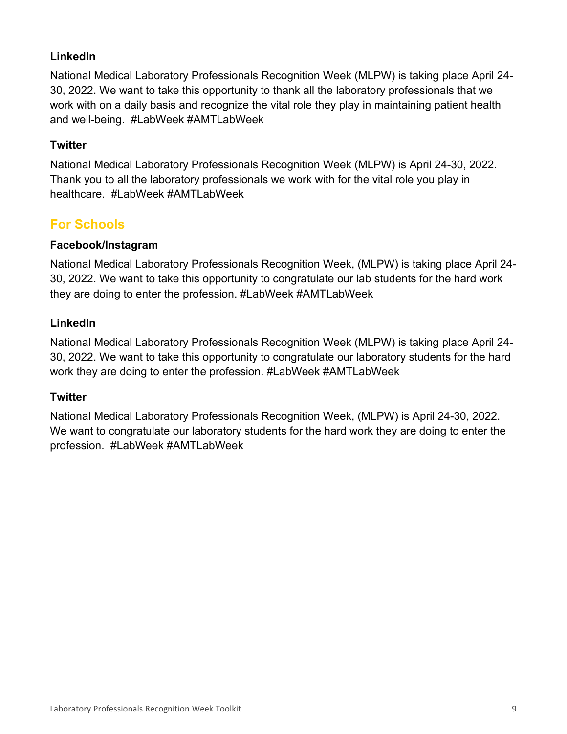### LinkedIn

National Medical Laboratory Professionals Recognition Week (MLPW) is taking place April 24-30, 2022. We want to take this opportunity to thank all the laboratory professionals that we work with on a daily basis and recognize the vital role they play in maintaining patient health and well-being. #LabWeek #AMTLabWeek

### Twitter

National Medical Laboratory Professionals Recognition Week (MLPW) is April 24-30, 2022. Thank you to all the laboratory professionals we work with for the vital role you play in healthcare. #LabWeek #AMTLabWeek

## For Schools

### Facebook/Instagram

National Medical Laboratory Professionals Recognition Week, (MLPW) is taking place April 24-30, 2022. We want to take this opportunity to congratulate our lab students for the hard work they are doing to enter the profession. #LabWeek #AMTLabWeek

### LinkedIn

National Medical Laboratory Professionals Recognition Week (MLPW) is taking place April 24-30, 2022. We want to take this opportunity to congratulate our laboratory students for the hard work they are doing to enter the profession. #LabWeek #AMTLabWeek

### Twitter

National Medical Laboratory Professionals Recognition Week, (MLPW) is April 24-30, 2022. We want to congratulate our laboratory students for the hard work they are doing to enter the profession. #LabWeek #AMTLabWeek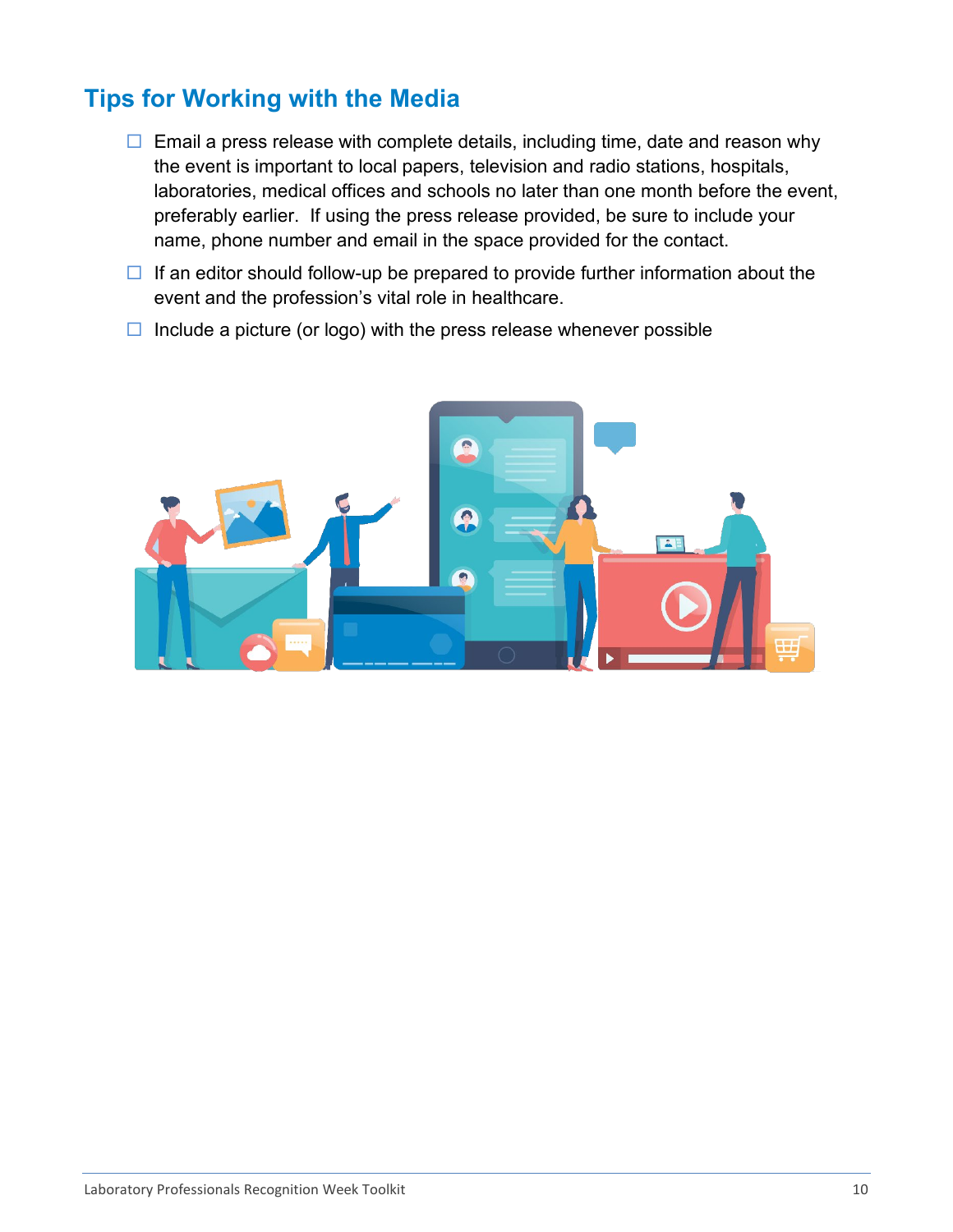## Tips for Working with the Media

- ☐ Email a press release with complete details, including time, date and reason why the event is important to local papers, television and radio stations, hospitals, laboratories, medical offices and schools no later than one month before the event, preferably earlier. If using the press release provided, be sure to include your name, phone number and email in the space provided for the contact.
- ☐ If an editor should follow-up be prepared to provide further information about the event and the profession's vital role in healthcare.
- ☐ Include a picture (or logo) with the press release whenever possible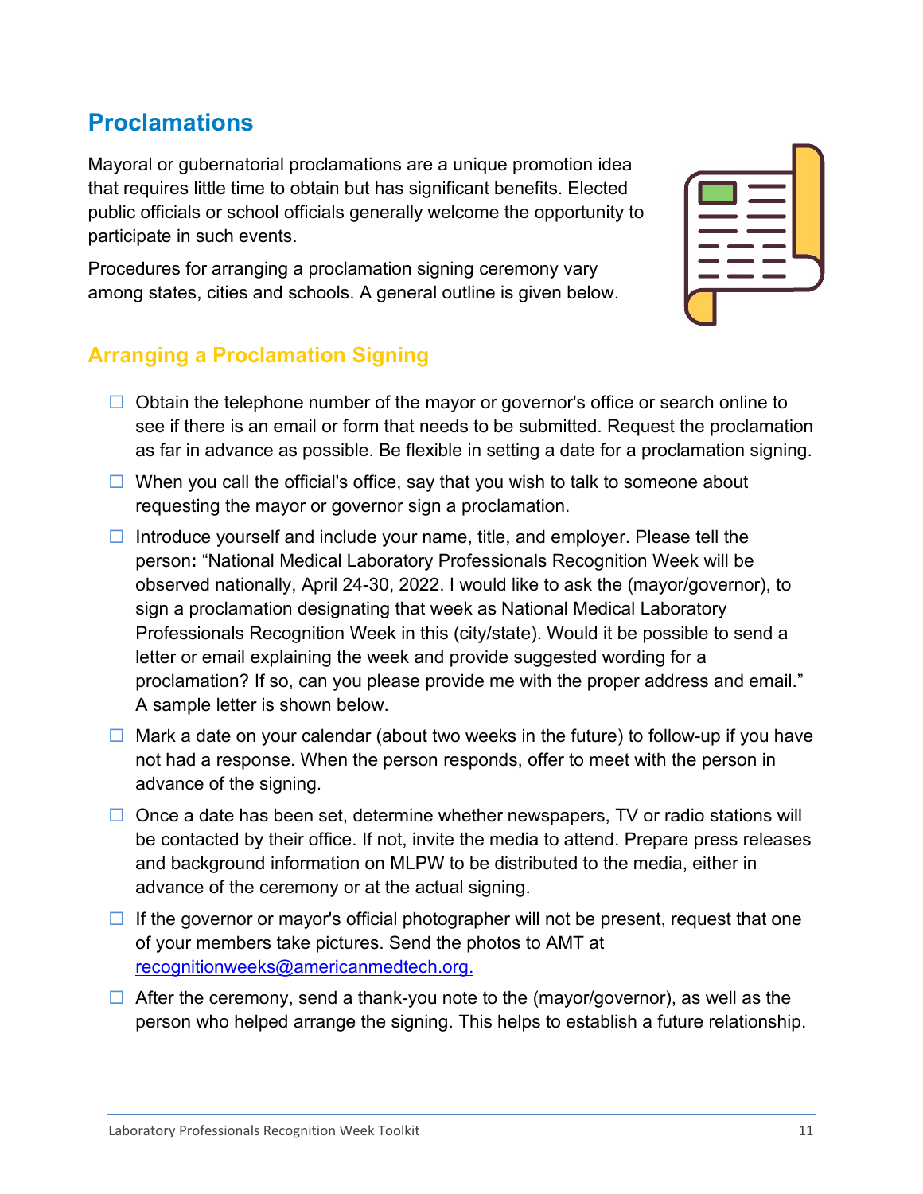## Proclamations

Mayoral or gubernatorial proclamations are a unique promotion idea that requires little time to obtain but has significant benefits. Elected public officials or school officials generally welcome the opportunity to participate in such events.

Procedures for arranging a proclamation signing ceremony vary among states, cities and schools. A general outline is given below.

### Arranging a Proclamation Signing

- ☐ Obtain the telephone number of the mayor or governor's office or search online to see if there is an email or form that needs to be submitted. Request the proclamation as far in advance as possible. Be flexible in setting a date for a proclamation signing.
- ☐ When you call the official's office, say that you wish to talk to someone about requesting the mayor or governor sign a proclamation.
- ☐ Introduce yourself and include your name, title, and employer. Please tell the person**:** "National Medical Laboratory Professionals Recognition Week will be observed nationally, April 24-30, 2022. I would like to ask the (mayor/governor), to sign a proclamation designating that week as National Medical Laboratory Professionals Recognition Week in this (city/state). Would it be possible to send a letter or email explaining the week and provide suggested wording for a proclamation? If so, can you please provide me with the proper address and email." A sample letter is shown below.
- ☐ Mark a date on your calendar (about two weeks in the future) to follow-up if you have not had a response. When the person responds, offer to meet with the person in advance of the signing.
- ☐ Once a date has been set, determine whether newspapers, TV or radio stations will be contacted by their office. If not, invite the media to attend. Prepare press releases and background information on MLPW to be distributed to the media, either in advance of the ceremony or at the actual signing.
- ☐ If the governor or mayor's official photographer will not be present, request that one of your members take pictures. Send the photos to AMT at recognitionweeks@americanmedtech.org.
- ☐ After the ceremony, send a thank-you note to the (mayor/governor), as well as the person who helped arrange the signing. This helps to establish a future relationship.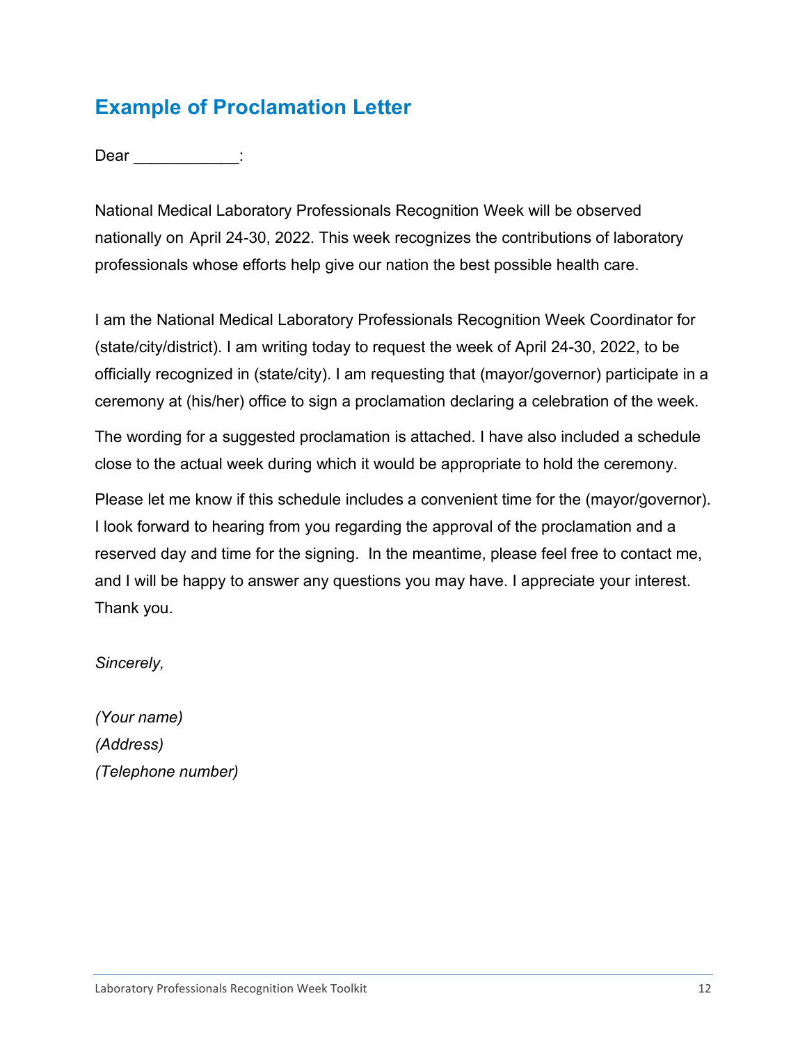## Example of Proclamation Letter

Dear ____________:

National Medical Laboratory Professionals Recognition Week will be observed nationally on April 24-30, 2022. This week recognizes the contributions of laboratory professionals whose efforts help give our nation the best possible health care.

I am the National Medical Laboratory Professionals Recognition Week Coordinator for (state/city/district). I am writing today to request the week of April 24-30, 2022, to be officially recognized in (state/city). I am requesting that (mayor/governor) participate in a ceremony at (his/her) office to sign a proclamation declaring a celebration of the week.

The wording for a suggested proclamation is attached. I have also included a schedule close to the actual week during which it would be appropriate to hold the ceremony.

Please let me know if this schedule includes a convenient time for the (mayor/governor). I look forward to hearing from you regarding the approval of the proclamation and a reserved day and time for the signing. In the meantime, please feel free to contact me, and I will be happy to answer any questions you may have. I appreciate your interest. Thank you.

*Sincerely,*

*(Your name)*
*(Address)*
*(Telephone number)*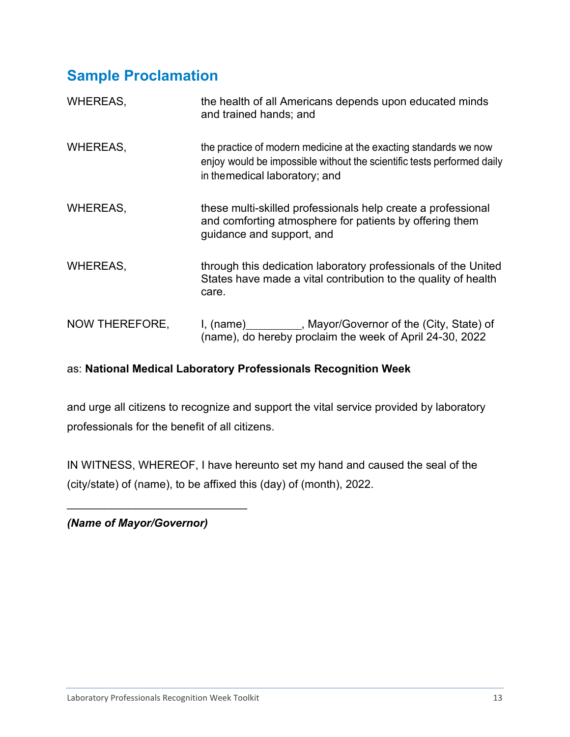## Sample Proclamation

| | |
|---|---|
| WHEREAS, | the health of all Americans depends upon educated minds and trained hands; and |
| WHEREAS, | the practice of modern medicine at the exacting standards we now enjoy would be impossible without the scientific tests performed daily in themedical laboratory; and |
| WHEREAS, | these multi-skilled professionals help create a professional and comforting atmosphere for patients by offering them guidance and support, and |
| WHEREAS, | through this dedication laboratory professionals of the United States have made a vital contribution to the quality of health care. |
| NOW THEREFORE, | I, (name)_________, Mayor/Governor of the (City, State) of (name), do hereby proclaim the week of April 24-30, 2022 |

as: **National Medical Laboratory Professionals Recognition Week**

and urge all citizens to recognize and support the vital service provided by laboratory professionals for the benefit of all citizens.

IN WITNESS, WHEREOF, I have hereunto set my hand and caused the seal of the (city/state) of (name), to be affixed this (day) of (month), 2022.

_____________________________

***(Name of Mayor/Governor)***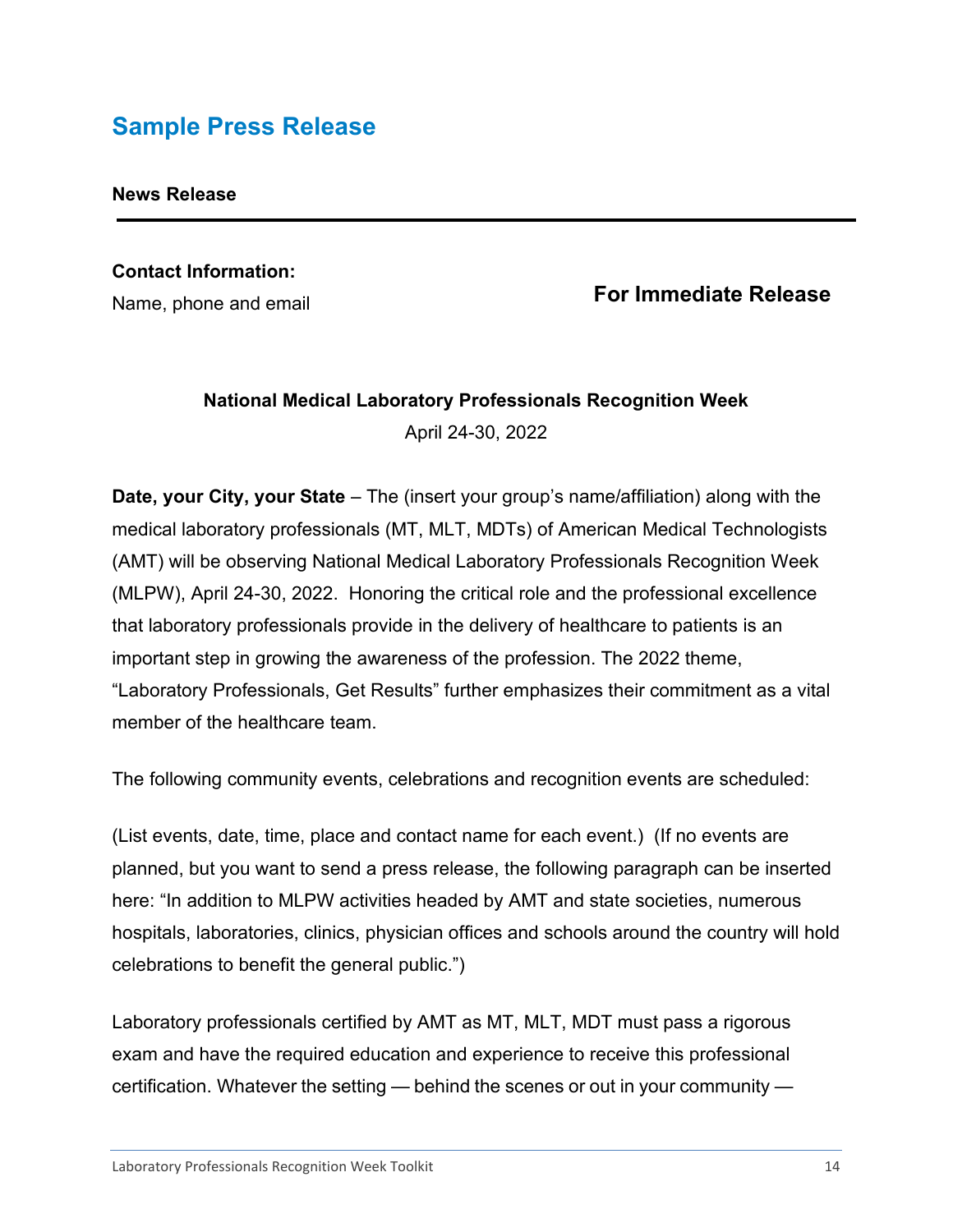## Sample Press Release

**News Release**

---

**Contact Information:**

Name, phone and email

**For Immediate Release**

**National Medical Laboratory Professionals Recognition Week**

April 24-30, 2022

**Date, your City, your State** – The (insert your group's name/affiliation) along with the medical laboratory professionals (MT, MLT, MDTs) of American Medical Technologists (AMT) will be observing National Medical Laboratory Professionals Recognition Week (MLPW), April 24-30, 2022. Honoring the critical role and the professional excellence that laboratory professionals provide in the delivery of healthcare to patients is an important step in growing the awareness of the profession. The 2022 theme, "Laboratory Professionals, Get Results" further emphasizes their commitment as a vital member of the healthcare team.

The following community events, celebrations and recognition events are scheduled:

(List events, date, time, place and contact name for each event.) (If no events are planned, but you want to send a press release, the following paragraph can be inserted here: "In addition to MLPW activities headed by AMT and state societies, numerous hospitals, laboratories, clinics, physician offices and schools around the country will hold celebrations to benefit the general public.")

Laboratory professionals certified by AMT as MT, MLT, MDT must pass a rigorous exam and have the required education and experience to receive this professional certification. Whatever the setting — behind the scenes or out in your community —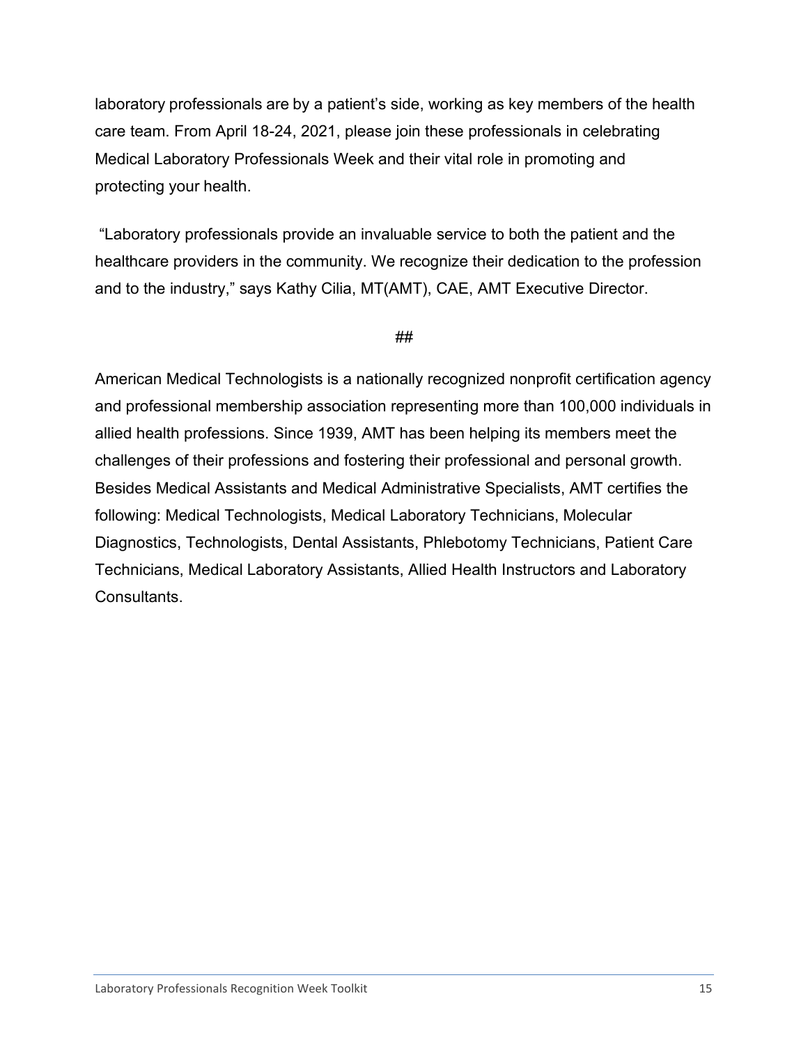laboratory professionals are by a patient's side, working as key members of the health care team. From April 18-24, 2021, please join these professionals in celebrating Medical Laboratory Professionals Week and their vital role in promoting and protecting your health.

"Laboratory professionals provide an invaluable service to both the patient and the healthcare providers in the community. We recognize their dedication to the profession and to the industry," says Kathy Cilia, MT(AMT), CAE, AMT Executive Director.

##

American Medical Technologists is a nationally recognized nonprofit certification agency and professional membership association representing more than 100,000 individuals in allied health professions. Since 1939, AMT has been helping its members meet the challenges of their professions and fostering their professional and personal growth. Besides Medical Assistants and Medical Administrative Specialists, AMT certifies the following: Medical Technologists, Medical Laboratory Technicians, Molecular Diagnostics, Technologists, Dental Assistants, Phlebotomy Technicians, Patient Care Technicians, Medical Laboratory Assistants, Allied Health Instructors and Laboratory Consultants.